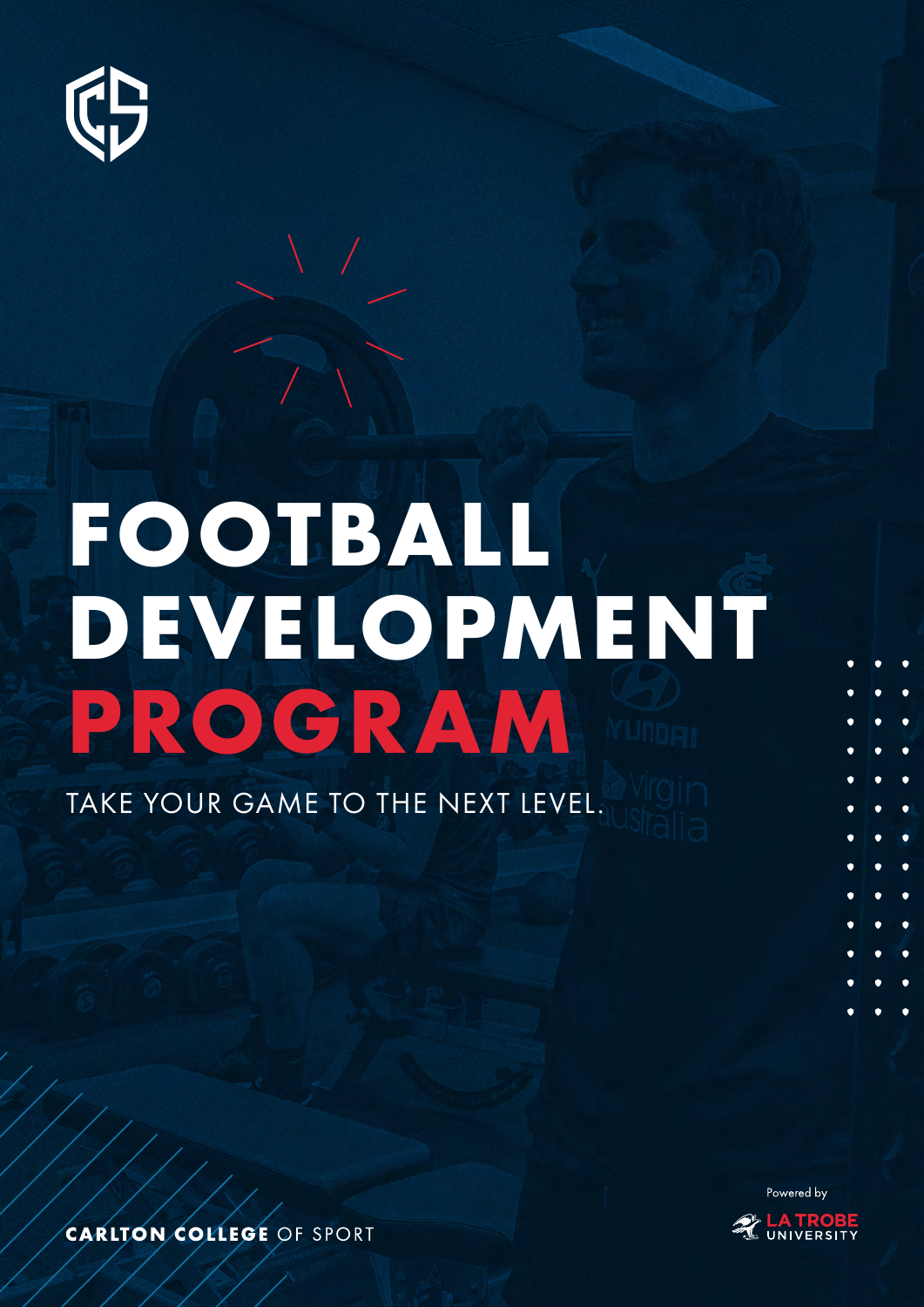# FOOTBALL DEVELOPMENT PROGRAM

TAKE YOUR GAME TO THE NEXT LEVEL.

Powered by LA TROBE UNIVERSITY

**CARLTON COLLEGE** OF SPORT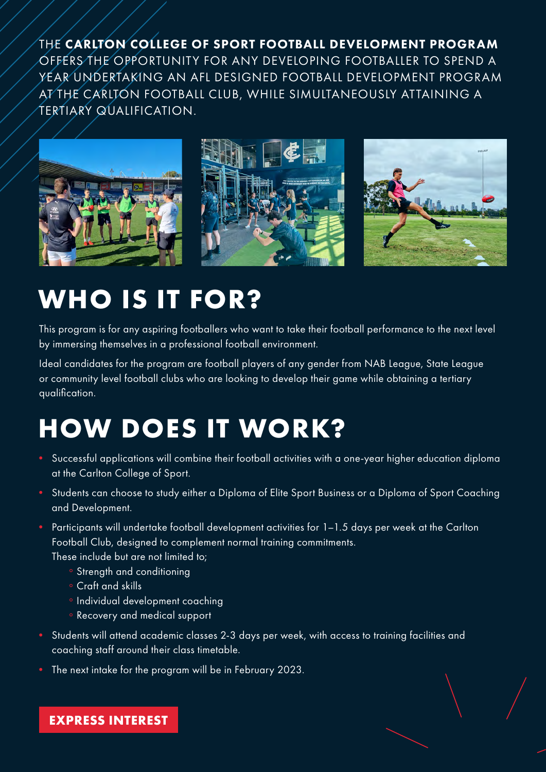THE **CARLTON COLLEGE OF SPORT FOOTBALL DEVELOPMENT PROGRAM** OFFERS THE OPPORTUNITY FOR ANY DEVELOPING FOOTBALLER TO SPEND A YEAR UNDERTAKING AN AFL DESIGNED FOOTBALL DEVELOPMENT PROGRAM AT THE CARLTON FOOTBALL CLUB, WHILE SIMULTANEOUSLY ATTAINING A TERTIARY QUALIFICATION.

# WHO IS IT FOR?

This program is for any aspiring footballers who want to take their football performance to the next level by immersing themselves in a professional football environment.

Ideal candidates for the program are football players of any gender from NAB League, State League or community level football clubs who are looking to develop their game while obtaining a tertiary qualification.

# HOW DOES IT WORK?

- Successful applications will combine their football activities with a one-year higher education diploma at the Carlton College of Sport.
- Students can choose to study either a Diploma of Elite Sport Business or a Diploma of Sport Coaching and Development.
- Participants will undertake football development activities for 1–1.5 days per week at the Carlton Football Club, designed to complement normal training commitments.
  These include but are not limited to;
  - Strength and conditioning
  - Craft and skills
  - Individual development coaching
  - Recovery and medical support
- Students will attend academic classes 2-3 days per week, with access to training facilities and coaching staff around their class timetable.
- The next intake for the program will be in February 2023.

**EXPRESS INTEREST**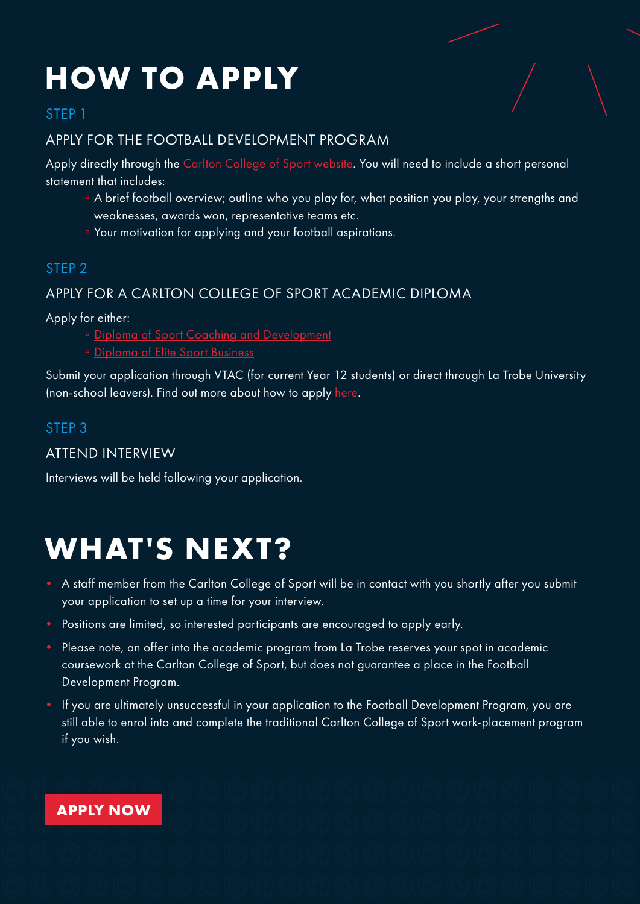# HOW TO APPLY

## STEP 1

### APPLY FOR THE FOOTBALL DEVELOPMENT PROGRAM

Apply directly through the Carlton College of Sport website. You will need to include a short personal statement that includes:

- A brief football overview; outline who you play for, what position you play, your strengths and weaknesses, awards won, representative teams etc.
- Your motivation for applying and your football aspirations.

## STEP 2

### APPLY FOR A CARLTON COLLEGE OF SPORT ACADEMIC DIPLOMA

Apply for either:

- Diploma of Sport Coaching and Development
- Diploma of Elite Sport Business

Submit your application through VTAC (for current Year 12 students) or direct through La Trobe University (non-school leavers). Find out more about how to apply here.

## STEP 3

### ATTEND INTERVIEW

Interviews will be held following your application.

# WHAT'S NEXT?

- A staff member from the Carlton College of Sport will be in contact with you shortly after you submit your application to set up a time for your interview.
- Positions are limited, so interested participants are encouraged to apply early.
- Please note, an offer into the academic program from La Trobe reserves your spot in academic coursework at the Carlton College of Sport, but does not guarantee a place in the Football Development Program.
- If you are ultimately unsuccessful in your application to the Football Development Program, you are still able to enrol into and complete the traditional Carlton College of Sport work-placement program if you wish.

**APPLY NOW**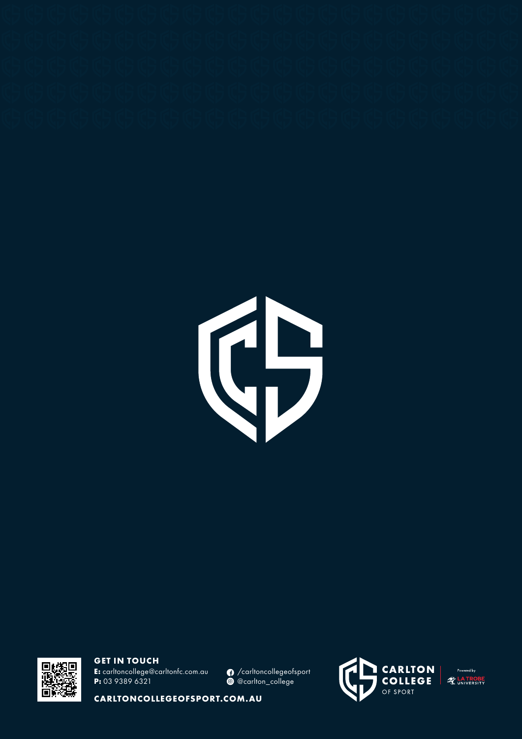## GET IN TOUCH

**E:** carltoncollege@carltonfc.com.au
**P:** 03 9389 6321

/carltoncollegeofsport
@carlton_college

**CARLTONCOLLEGEOFSPORT.COM.AU**

CARLTON COLLEGE OF SPORT

Powered by LA TROBE UNIVERSITY